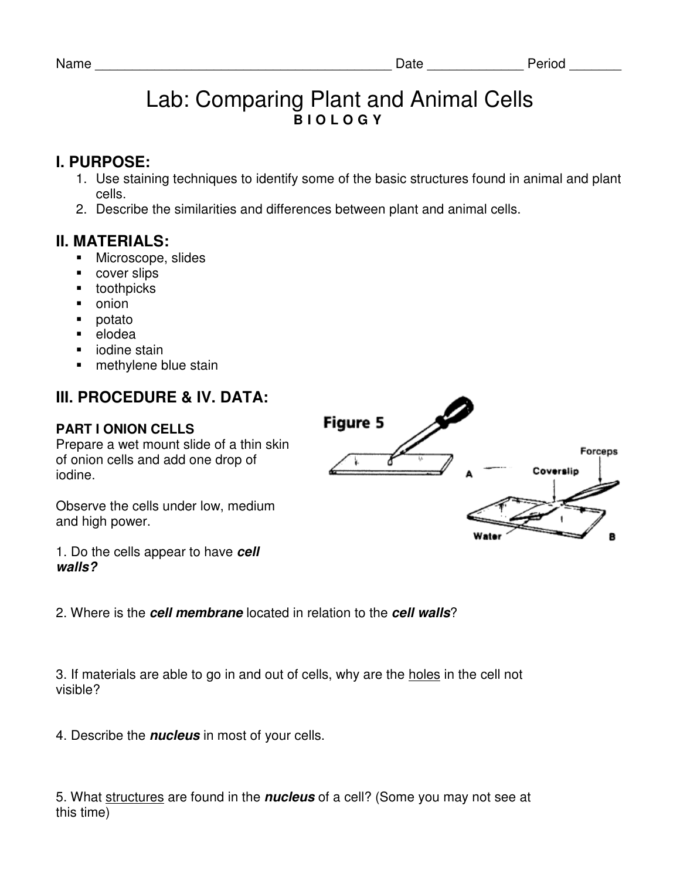Name ________________________________________ Date _____________ Period _______

# Lab: Comparing Plant and Animal Cells

**B I O L O G Y**

## I. PURPOSE:

1. Use staining techniques to identify some of the basic structures found in animal and plant cells.
2. Describe the similarities and differences between plant and animal cells.

## II. MATERIALS:

- Microscope, slides
- cover slips
- toothpicks
- onion
- potato
- elodea
- iodine stain
- methylene blue stain

## III. PROCEDURE & IV. DATA:

### PART I ONION CELLS

Prepare a wet mount slide of a thin skin of onion cells and add one drop of iodine.

Observe the cells under low, medium and high power.

1. Do the cells appear to have ***cell walls?***

2. Where is the ***cell membrane*** located in relation to the ***cell walls***?

3. If materials are able to go in and out of cells, why are the holes in the cell not visible?

4. Describe the ***nucleus*** in most of your cells.

5. What structures are found in the ***nucleus*** of a cell? (Some you may not see at this time)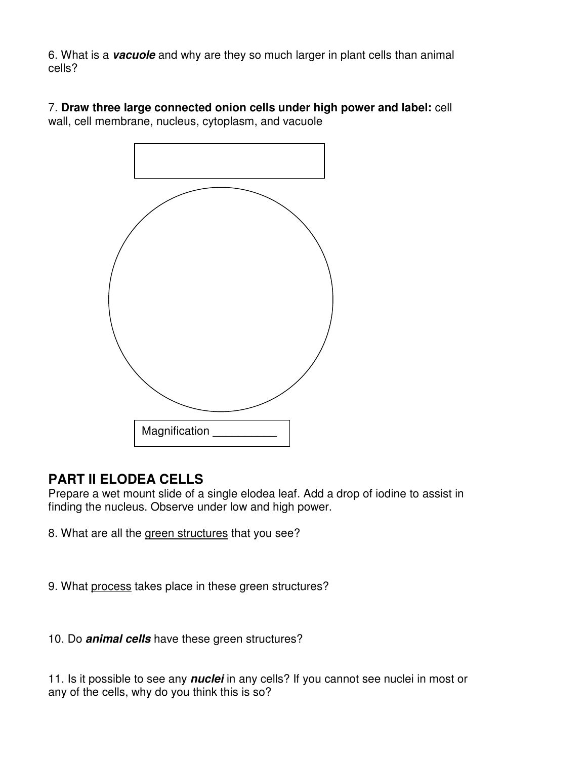6. What is a ***vacuole*** and why are they so much larger in plant cells than animal cells?

7. **Draw three large connected onion cells under high power and label:** cell wall, cell membrane, nucleus, cytoplasm, and vacuole

Magnification __________

## PART II ELODEA CELLS

Prepare a wet mount slide of a single elodea leaf. Add a drop of iodine to assist in finding the nucleus. Observe under low and high power.

8. What are all the <u>green structures</u> that you see?

9. What <u>process</u> takes place in these green structures?

10. Do ***animal cells*** have these green structures?

11. Is it possible to see any ***nuclei*** in any cells? If you cannot see nuclei in most or any of the cells, why do you think this is so?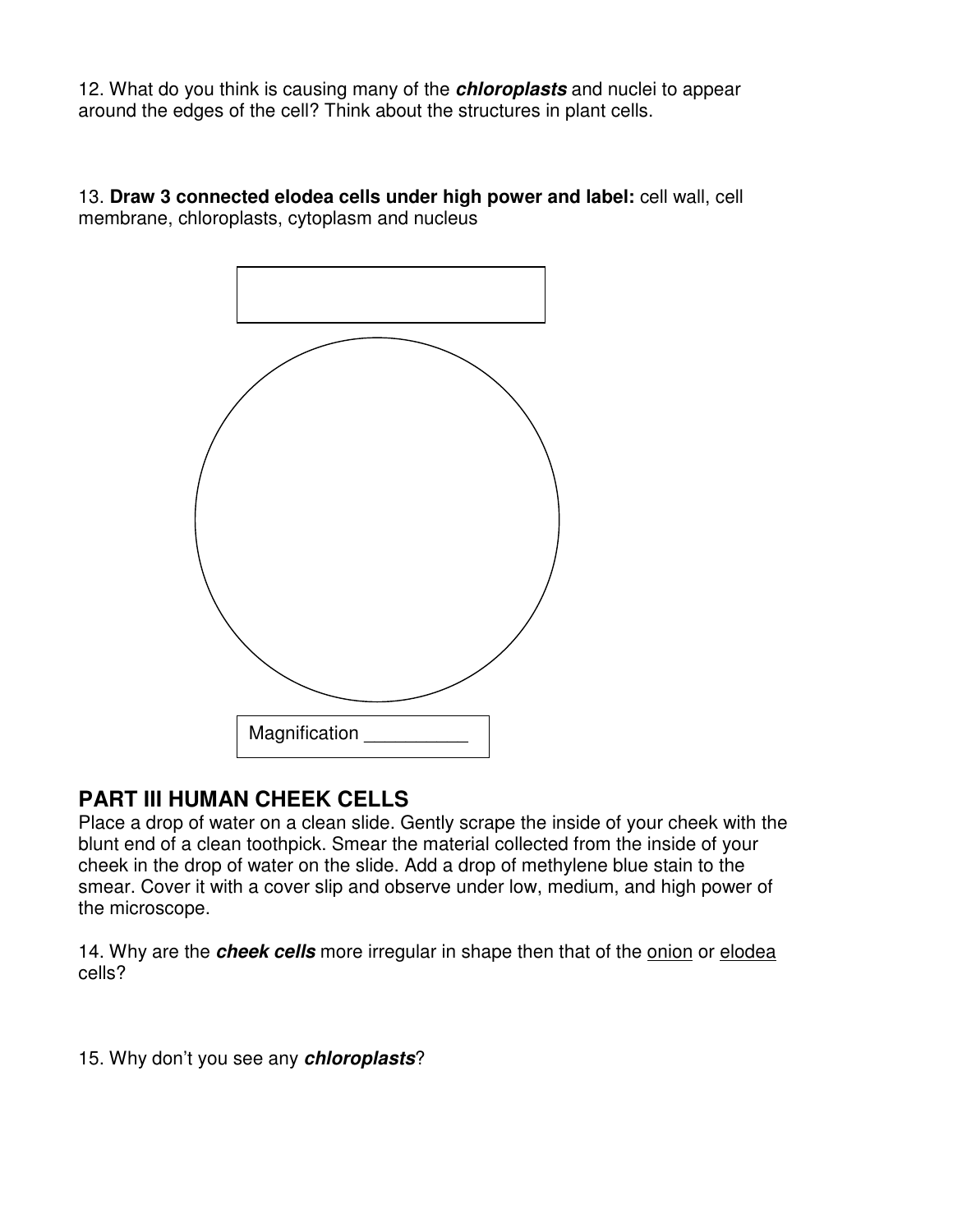12. What do you think is causing many of the ***chloroplasts*** and nuclei to appear around the edges of the cell? Think about the structures in plant cells.

13. **Draw 3 connected elodea cells under high power and label:** cell wall, cell membrane, chloroplasts, cytoplasm and nucleus

Magnification __________

## PART III HUMAN CHEEK CELLS

Place a drop of water on a clean slide. Gently scrape the inside of your cheek with the blunt end of a clean toothpick. Smear the material collected from the inside of your cheek in the drop of water on the slide. Add a drop of methylene blue stain to the smear. Cover it with a cover slip and observe under low, medium, and high power of the microscope.

14. Why are the ***cheek cells*** more irregular in shape then that of the <u>onion</u> or <u>elodea</u> cells?

15. Why don't you see any ***chloroplasts***?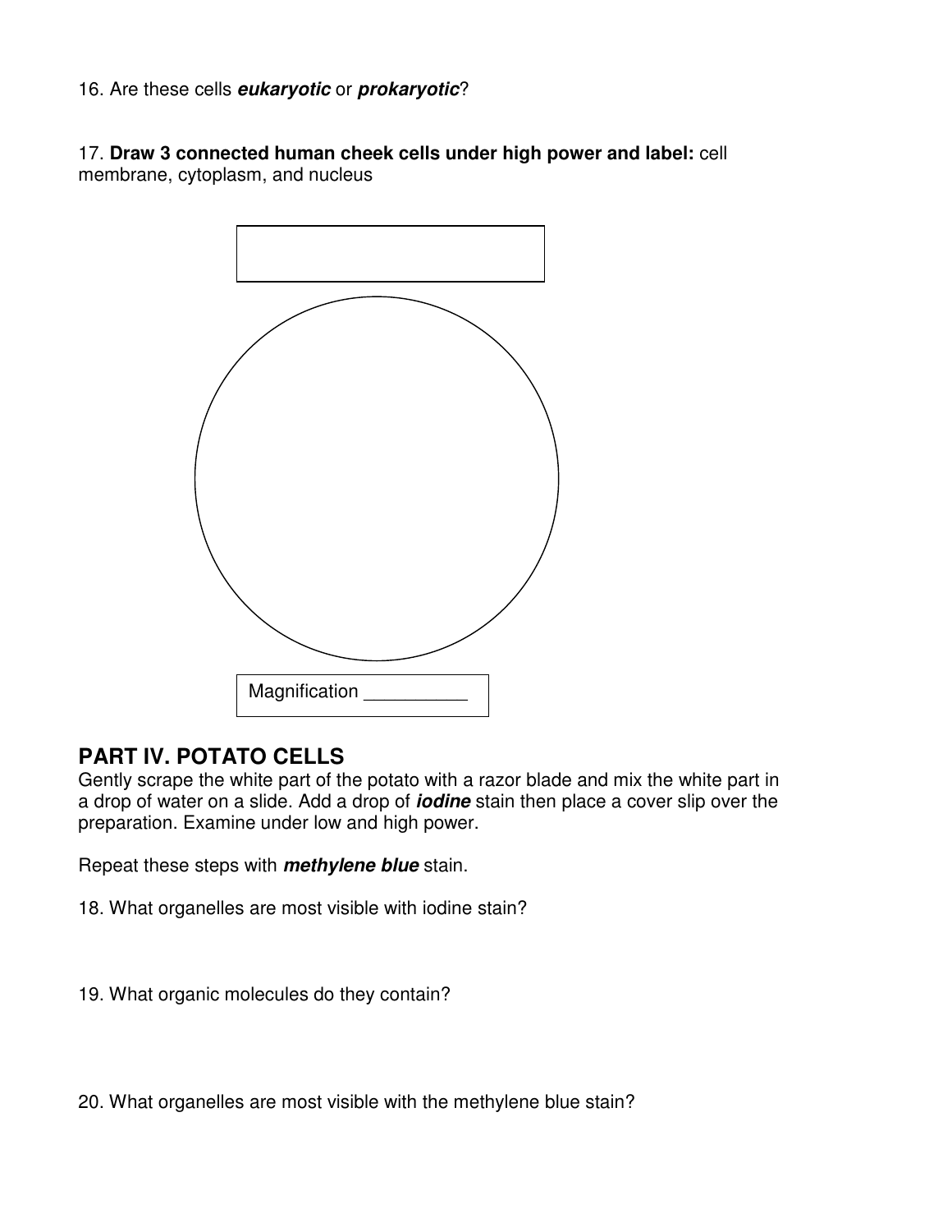16. Are these cells ***eukaryotic*** or ***prokaryotic***?

17. **Draw 3 connected human cheek cells under high power and label:** cell membrane, cytoplasm, and nucleus

Magnification __________

## PART IV. POTATO CELLS

Gently scrape the white part of the potato with a razor blade and mix the white part in a drop of water on a slide. Add a drop of ***iodine*** stain then place a cover slip over the preparation. Examine under low and high power.

Repeat these steps with ***methylene blue*** stain.

18. What organelles are most visible with iodine stain?

19. What organic molecules do they contain?

20. What organelles are most visible with the methylene blue stain?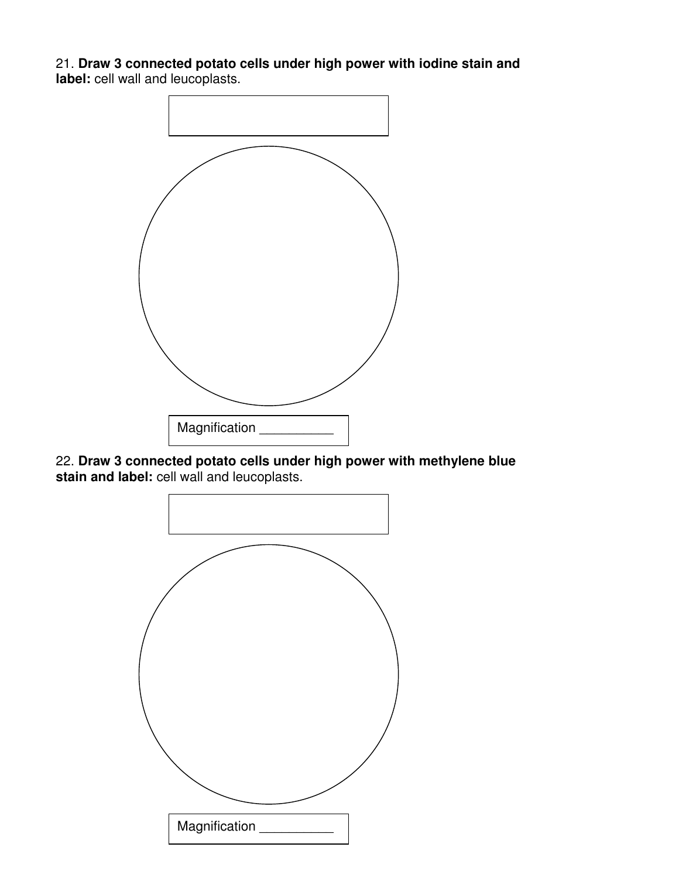21. **Draw 3 connected potato cells under high power with iodine stain and label:** cell wall and leucoplasts.

Magnification __________

22. **Draw 3 connected potato cells under high power with methylene blue stain and label:** cell wall and leucoplasts.

Magnification __________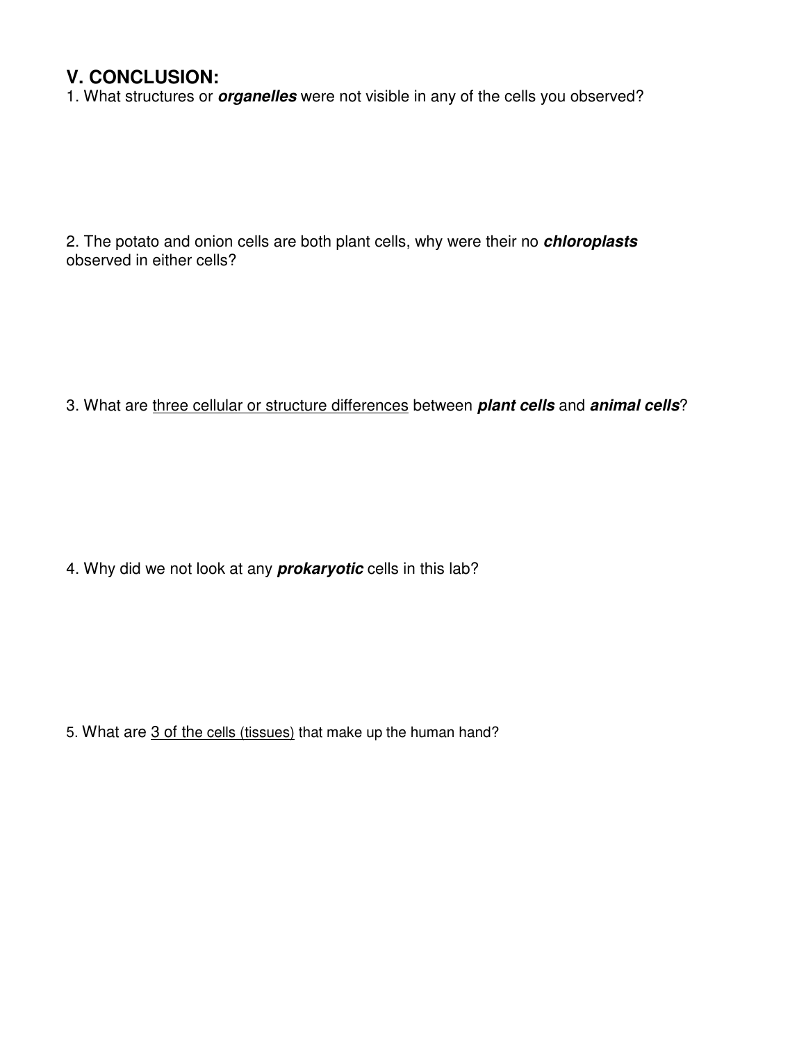## V. CONCLUSION:

1. What structures or ***organelles*** were not visible in any of the cells you observed?

2. The potato and onion cells are both plant cells, why were their no ***chloroplasts*** observed in either cells?

3. What are <u>three cellular or structure differences</u> between ***plant cells*** and ***animal cells***?

4. Why did we not look at any ***prokaryotic*** cells in this lab?

5. What are <u>3 of the cells (tissues)</u> that make up the human hand?